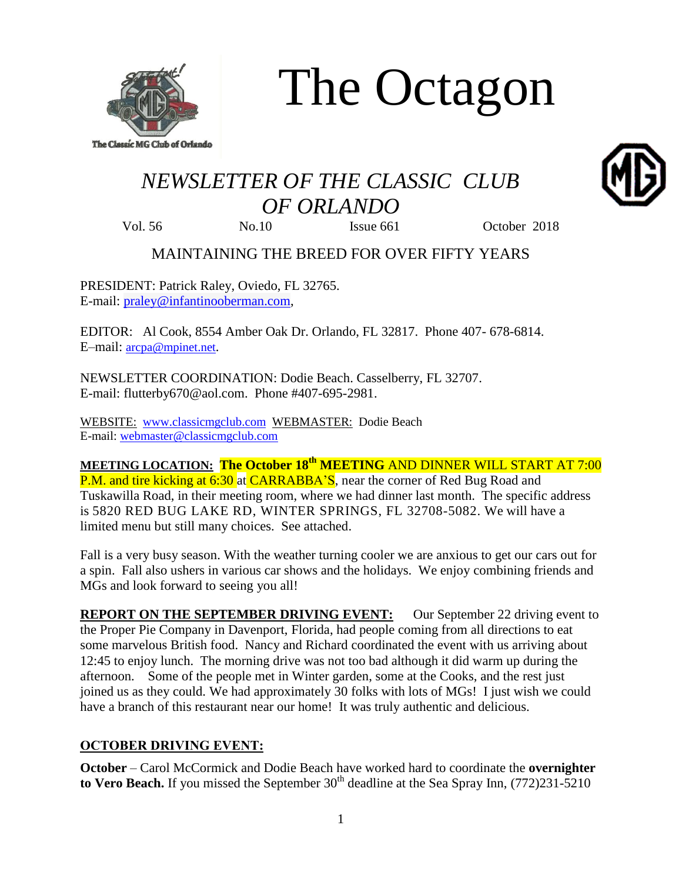The Classic MG Club of Orlando

# The Octagon

## *NEWSLETTER OF THE CLASSIC CLUB OF ORLANDO*

Vol. 56 No.10 Issue 661 October 2018

MAINTAINING THE BREED FOR OVER FIFTY YEARS

PRESIDENT: Patrick Raley, Oviedo, FL 32765.
E-mail: praley@infantinooberman.com,

EDITOR: Al Cook, 8554 Amber Oak Dr. Orlando, FL 32817. Phone 407- 678-6814.
E–mail: arcpa@mpinet.net.

NEWSLETTER COORDINATION: Dodie Beach. Casselberry, FL 32707.
E-mail: flutterby670@aol.com. Phone #407-695-2981.

WEBSITE: www.classicmgclub.com WEBMASTER: Dodie Beach
E-mail: webmaster@classicmgclub.com

**MEETING LOCATION:** **The October 18th MEETING** AND DINNER WILL START AT 7:00 P.M. and tire kicking at 6:30 at CARRABBA'S, near the corner of Red Bug Road and Tuskawilla Road, in their meeting room, where we had dinner last month. The specific address is 5820 RED BUG LAKE RD, WINTER SPRINGS, FL 32708-5082. We will have a limited menu but still many choices. See attached.

Fall is a very busy season. With the weather turning cooler we are anxious to get our cars out for a spin. Fall also ushers in various car shows and the holidays. We enjoy combining friends and MGs and look forward to seeing you all!

**REPORT ON THE SEPTEMBER DRIVING EVENT:** Our September 22 driving event to the Proper Pie Company in Davenport, Florida, had people coming from all directions to eat some marvelous British food. Nancy and Richard coordinated the event with us arriving about 12:45 to enjoy lunch. The morning drive was not too bad although it did warm up during the afternoon. Some of the people met in Winter garden, some at the Cooks, and the rest just joined us as they could. We had approximately 30 folks with lots of MGs! I just wish we could have a branch of this restaurant near our home! It was truly authentic and delicious.

**OCTOBER DRIVING EVENT:**

**October** – Carol McCormick and Dodie Beach have worked hard to coordinate the **overnighter to Vero Beach.** If you missed the September 30th deadline at the Sea Spray Inn, (772)231-5210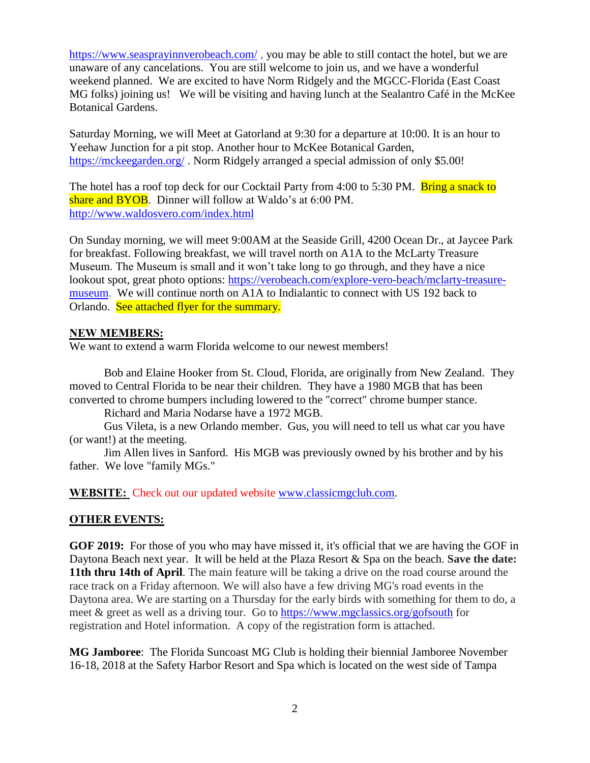https://www.seasprayinnverobeach.com/ , you may be able to still contact the hotel, but we are unaware of any cancelations. You are still welcome to join us, and we have a wonderful weekend planned. We are excited to have Norm Ridgely and the MGCC-Florida (East Coast MG folks) joining us! We will be visiting and having lunch at the Sealantro Café in the McKee Botanical Gardens.

Saturday Morning, we will Meet at Gatorland at 9:30 for a departure at 10:00. It is an hour to Yeehaw Junction for a pit stop. Another hour to McKee Botanical Garden, https://mckeegarden.org/ . Norm Ridgely arranged a special admission of only $5.00!

The hotel has a roof top deck for our Cocktail Party from 4:00 to 5:30 PM. Bring a snack to share and BYOB. Dinner will follow at Waldo's at 6:00 PM. http://www.waldosvero.com/index.html

On Sunday morning, we will meet 9:00AM at the Seaside Grill, 4200 Ocean Dr., at Jaycee Park for breakfast. Following breakfast, we will travel north on A1A to the McLarty Treasure Museum. The Museum is small and it won't take long to go through, and they have a nice lookout spot, great photo options: https://verobeach.com/explore-vero-beach/mclarty-treasure-museum. We will continue north on A1A to Indialantic to connect with US 192 back to Orlando. See attached flyer for the summary.

## NEW MEMBERS:

We want to extend a warm Florida welcome to our newest members!

Bob and Elaine Hooker from St. Cloud, Florida, are originally from New Zealand. They moved to Central Florida to be near their children. They have a 1980 MGB that has been converted to chrome bumpers including lowered to the "correct" chrome bumper stance.

Richard and Maria Nodarse have a 1972 MGB.

Gus Vileta, is a new Orlando member. Gus, you will need to tell us what car you have (or want!) at the meeting.

Jim Allen lives in Sanford. His MGB was previously owned by his brother and by his father. We love "family MGs."

**WEBSITE:** Check out our updated website www.classicmgclub.com.

## OTHER EVENTS:

**GOF 2019:** For those of you who may have missed it, it's official that we are having the GOF in Daytona Beach next year. It will be held at the Plaza Resort & Spa on the beach. **Save the date: 11th thru 14th of April**. The main feature will be taking a drive on the road course around the race track on a Friday afternoon. We will also have a few driving MG's road events in the Daytona area. We are starting on a Thursday for the early birds with something for them to do, a meet & greet as well as a driving tour. Go to https://www.mgclassics.org/gofsouth for registration and Hotel information. A copy of the registration form is attached.

**MG Jamboree**: The Florida Suncoast MG Club is holding their biennial Jamboree November 16-18, 2018 at the Safety Harbor Resort and Spa which is located on the west side of Tampa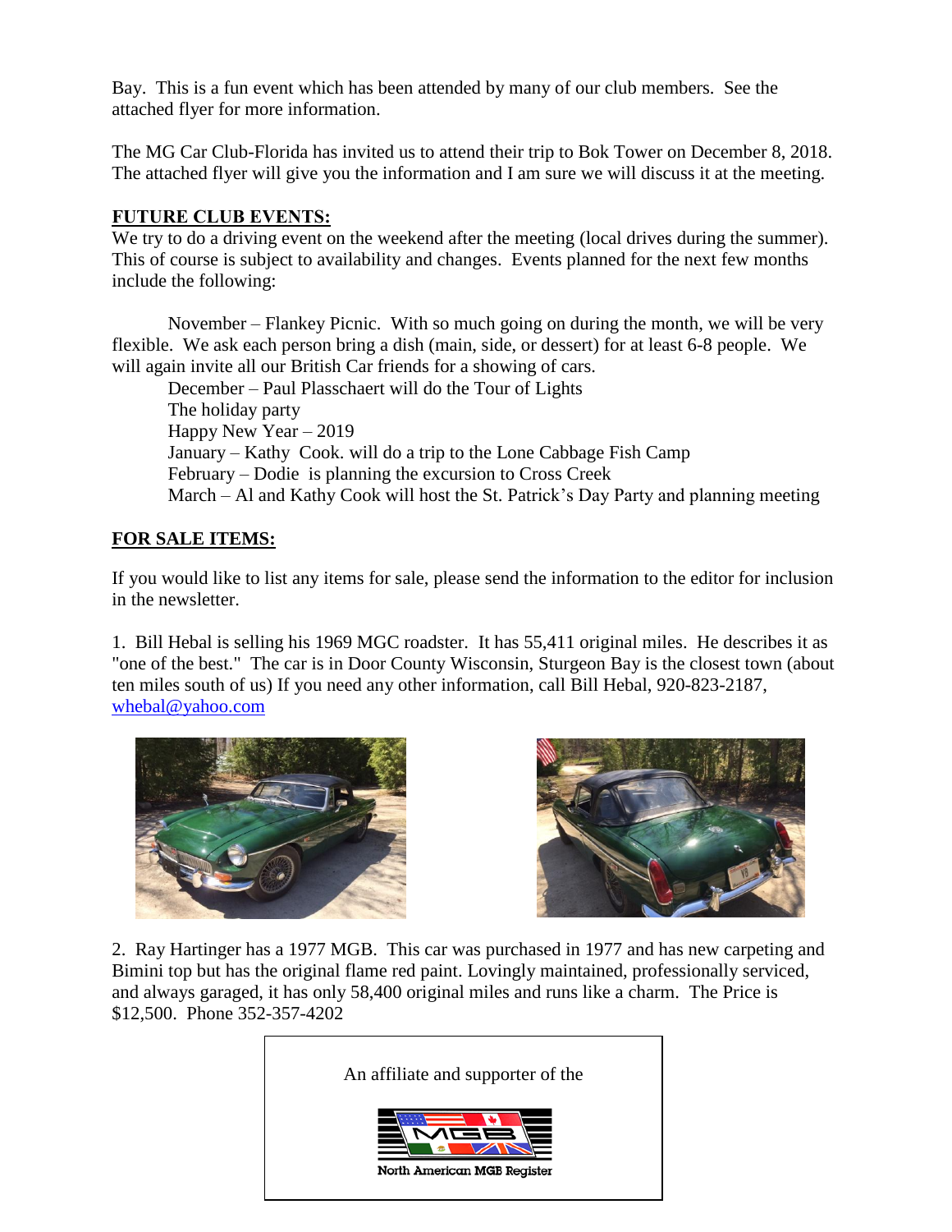Bay. This is a fun event which has been attended by many of our club members. See the attached flyer for more information.

The MG Car Club-Florida has invited us to attend their trip to Bok Tower on December 8, 2018. The attached flyer will give you the information and I am sure we will discuss it at the meeting.

## FUTURE CLUB EVENTS:

We try to do a driving event on the weekend after the meeting (local drives during the summer). This of course is subject to availability and changes. Events planned for the next few months include the following:

November – Flankey Picnic. With so much going on during the month, we will be very flexible. We ask each person bring a dish (main, side, or dessert) for at least 6-8 people. We will again invite all our British Car friends for a showing of cars.

December – Paul Plasschaert will do the Tour of Lights

The holiday party

Happy New Year – 2019

January – Kathy Cook. will do a trip to the Lone Cabbage Fish Camp

February – Dodie is planning the excursion to Cross Creek

March – Al and Kathy Cook will host the St. Patrick's Day Party and planning meeting

## FOR SALE ITEMS:

If you would like to list any items for sale, please send the information to the editor for inclusion in the newsletter.

1. Bill Hebal is selling his 1969 MGC roadster. It has 55,411 original miles. He describes it as "one of the best." The car is in Door County Wisconsin, Sturgeon Bay is the closest town (about ten miles south of us) If you need any other information, call Bill Hebal, 920-823-2187, whebal@yahoo.com

2. Ray Hartinger has a 1977 MGB. This car was purchased in 1977 and has new carpeting and Bimini top but has the original flame red paint. Lovingly maintained, professionally serviced, and always garaged, it has only 58,400 original miles and runs like a charm. The Price is $12,500. Phone 352-357-4202

An affiliate and supporter of the

North American MGB Register